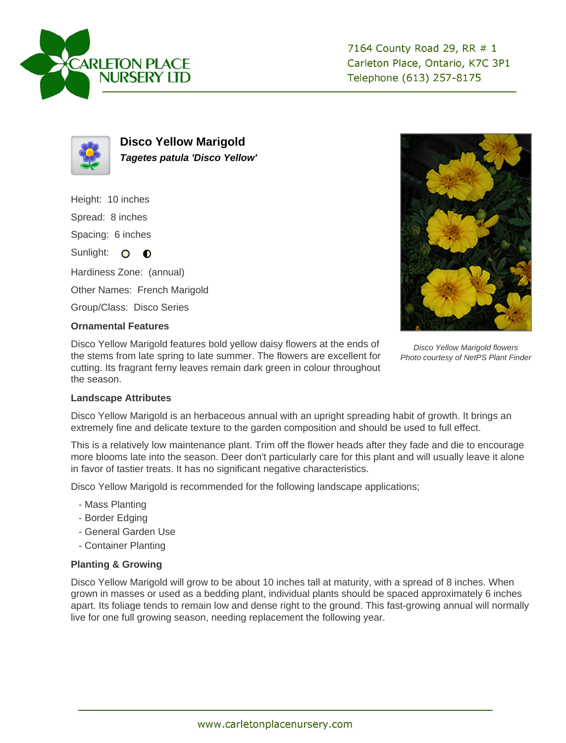CARLETON PLACE NURSERY LTD

7164 County Road 29, RR # 1
Carleton Place, Ontario, K7C 3P1
Telephone (613) 257-8175

# Disco Yellow Marigold

***Tagetes patula 'Disco Yellow'***

Height: 10 inches

Spread: 8 inches

Spacing: 6 inches

Sunlight:

Hardiness Zone: (annual)

Other Names: French Marigold

Group/Class: Disco Series

### Ornamental Features

Disco Yellow Marigold features bold yellow daisy flowers at the ends of the stems from late spring to late summer. The flowers are excellent for cutting. Its fragrant ferny leaves remain dark green in colour throughout the season.

*Disco Yellow Marigold flowers*
*Photo courtesy of NetPS Plant Finder*

### Landscape Attributes

Disco Yellow Marigold is an herbaceous annual with an upright spreading habit of growth. It brings an extremely fine and delicate texture to the garden composition and should be used to full effect.

This is a relatively low maintenance plant. Trim off the flower heads after they fade and die to encourage more blooms late into the season. Deer don't particularly care for this plant and will usually leave it alone in favor of tastier treats. It has no significant negative characteristics.

Disco Yellow Marigold is recommended for the following landscape applications;

- Mass Planting
- Border Edging
- General Garden Use
- Container Planting

### Planting & Growing

Disco Yellow Marigold will grow to be about 10 inches tall at maturity, with a spread of 8 inches. When grown in masses or used as a bedding plant, individual plants should be spaced approximately 6 inches apart. Its foliage tends to remain low and dense right to the ground. This fast-growing annual will normally live for one full growing season, needing replacement the following year.

www.carletonplacenursery.com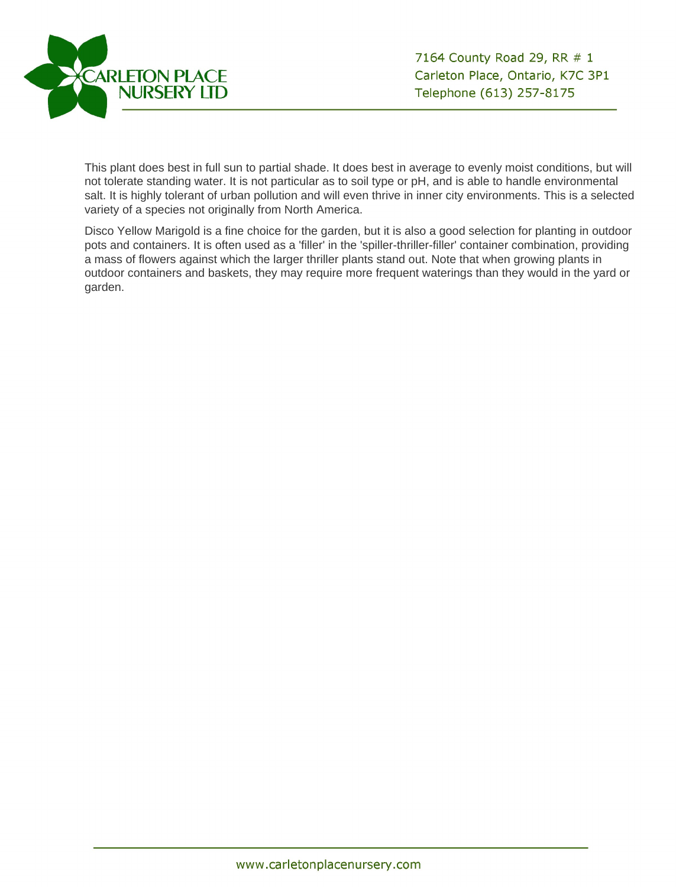This plant does best in full sun to partial shade. It does best in average to evenly moist conditions, but will not tolerate standing water. It is not particular as to soil type or pH, and is able to handle environmental salt. It is highly tolerant of urban pollution and will even thrive in inner city environments. This is a selected variety of a species not originally from North America.

Disco Yellow Marigold is a fine choice for the garden, but it is also a good selection for planting in outdoor pots and containers. It is often used as a 'filler' in the 'spiller-thriller-filler' container combination, providing a mass of flowers against which the larger thriller plants stand out. Note that when growing plants in outdoor containers and baskets, they may require more frequent waterings than they would in the yard or garden.